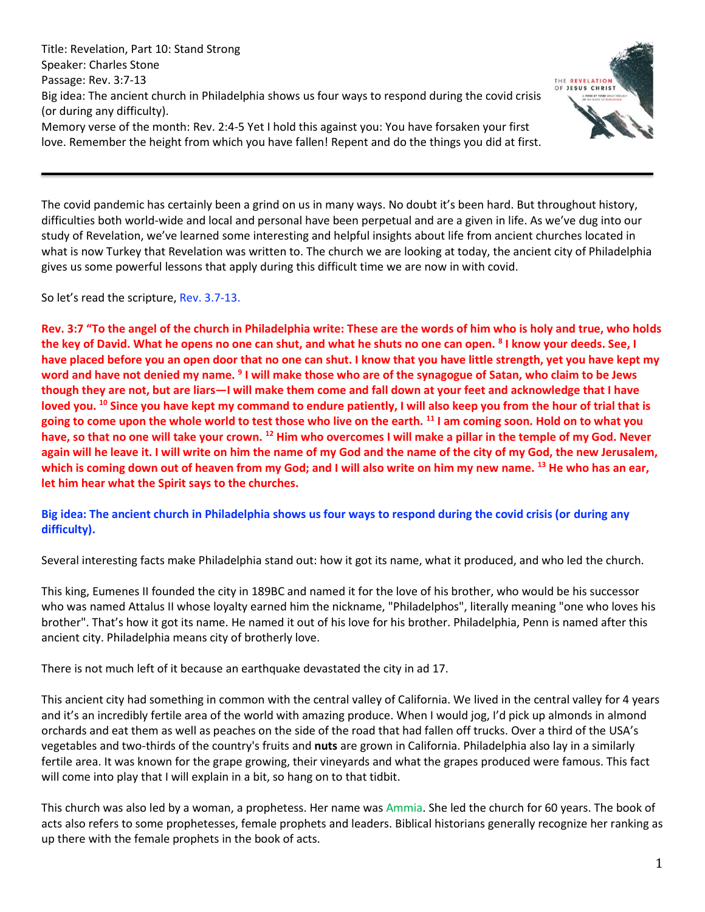Title: Revelation, Part 10: Stand Strong
Speaker: Charles Stone
Passage: Rev. 3:7-13
Big idea: The ancient church in Philadelphia shows us four ways to respond during the covid crisis (or during any difficulty).
Memory verse of the month: Rev. 2:4-5 Yet I hold this against you: You have forsaken your first love. Remember the height from which you have fallen! Repent and do the things you did at first.

---

The covid pandemic has certainly been a grind on us in many ways. No doubt it's been hard. But throughout history, difficulties both world-wide and local and personal have been perpetual and are a given in life. As we've dug into our study of Revelation, we've learned some interesting and helpful insights about life from ancient churches located in what is now Turkey that Revelation was written to. The church we are looking at today, the ancient city of Philadelphia gives us some powerful lessons that apply during this difficult time we are now in with covid.

So let's read the scripture, Rev. 3.7-13.

**Rev. 3:7 "To the angel of the church in Philadelphia write: These are the words of him who is holy and true, who holds the key of David. What he opens no one can shut, and what he shuts no one can open. [8] I know your deeds. See, I have placed before you an open door that no one can shut. I know that you have little strength, yet you have kept my word and have not denied my name. [9] I will make those who are of the synagogue of Satan, who claim to be Jews though they are not, but are liars—I will make them come and fall down at your feet and acknowledge that I have loved you. [10] Since you have kept my command to endure patiently, I will also keep you from the hour of trial that is going to come upon the whole world to test those who live on the earth. [11] I am coming soon. Hold on to what you have, so that no one will take your crown. [12] Him who overcomes I will make a pillar in the temple of my God. Never again will he leave it. I will write on him the name of my God and the name of the city of my God, the new Jerusalem, which is coming down out of heaven from my God; and I will also write on him my new name. [13] He who has an ear, let him hear what the Spirit says to the churches.**

**Big idea: The ancient church in Philadelphia shows us four ways to respond during the covid crisis (or during any difficulty).**

Several interesting facts make Philadelphia stand out: how it got its name, what it produced, and who led the church.

This king, Eumenes II founded the city in 189BC and named it for the love of his brother, who would be his successor who was named Attalus II whose loyalty earned him the nickname, "Philadelphos", literally meaning "one who loves his brother". That's how it got its name. He named it out of his love for his brother. Philadelphia, Penn is named after this ancient city. Philadelphia means city of brotherly love.

There is not much left of it because an earthquake devastated the city in ad 17.

This ancient city had something in common with the central valley of California. We lived in the central valley for 4 years and it's an incredibly fertile area of the world with amazing produce. When I would jog, I'd pick up almonds in almond orchards and eat them as well as peaches on the side of the road that had fallen off trucks. Over a third of the USA's vegetables and two-thirds of the country's fruits and **nuts** are grown in California. Philadelphia also lay in a similarly fertile area. It was known for the grape growing, their vineyards and what the grapes produced were famous. This fact will come into play that I will explain in a bit, so hang on to that tidbit.

This church was also led by a woman, a prophetess. Her name was Ammia. She led the church for 60 years. The book of acts also refers to some prophetesses, female prophets and leaders. Biblical historians generally recognize her ranking as up there with the female prophets in the book of acts.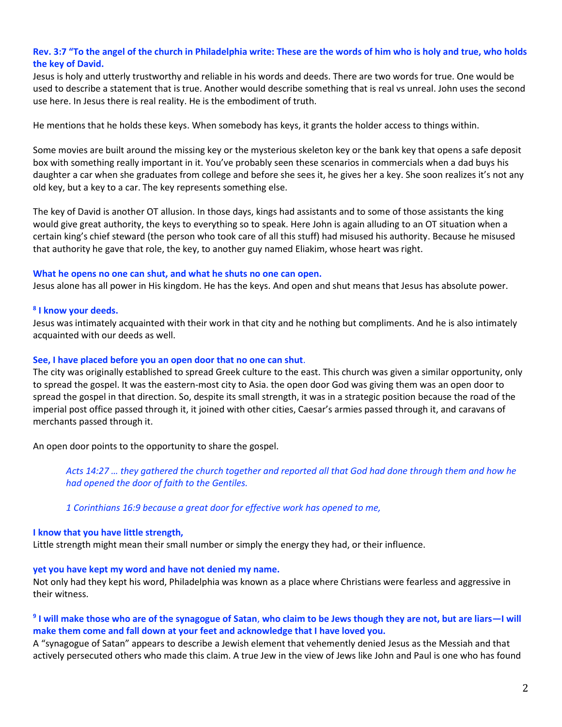**Rev. 3:7 "To the angel of the church in Philadelphia write: These are the words of him who is holy and true, who holds the key of David.**

Jesus is holy and utterly trustworthy and reliable in his words and deeds. There are two words for true. One would be used to describe a statement that is true. Another would describe something that is real vs unreal. John uses the second use here. In Jesus there is real reality. He is the embodiment of truth.

He mentions that he holds these keys. When somebody has keys, it grants the holder access to things within.

Some movies are built around the missing key or the mysterious skeleton key or the bank key that opens a safe deposit box with something really important in it. You've probably seen these scenarios in commercials when a dad buys his daughter a car when she graduates from college and before she sees it, he gives her a key. She soon realizes it's not any old key, but a key to a car. The key represents something else.

The key of David is another OT allusion. In those days, kings had assistants and to some of those assistants the king would give great authority, the keys to everything so to speak. Here John is again alluding to an OT situation when a certain king's chief steward (the person who took care of all this stuff) had misused his authority. Because he misused that authority he gave that role, the key, to another guy named Eliakim, whose heart was right.

**What he opens no one can shut, and what he shuts no one can open.**

Jesus alone has all power in His kingdom. He has the keys. And open and shut means that Jesus has absolute power.

**[8] I know your deeds.**

Jesus was intimately acquainted with their work in that city and he nothing but compliments. And he is also intimately acquainted with our deeds as well.

**See, I have placed before you an open door that no one can shut**.

The city was originally established to spread Greek culture to the east. This church was given a similar opportunity, only to spread the gospel. It was the eastern-most city to Asia. the open door God was giving them was an open door to spread the gospel in that direction. So, despite its small strength, it was in a strategic position because the road of the imperial post office passed through it, it joined with other cities, Caesar's armies passed through it, and caravans of merchants passed through it.

An open door points to the opportunity to share the gospel.

> *Acts 14:27 … they gathered the church together and reported all that God had done through them and how he had opened the door of faith to the Gentiles.*
>
> *1 Corinthians 16:9 because a great door for effective work has opened to me,*

**I know that you have little strength,**

Little strength might mean their small number or simply the energy they had, or their influence.

**yet you have kept my word and have not denied my name.**

Not only had they kept his word, Philadelphia was known as a place where Christians were fearless and aggressive in their witness.

**[9] I will make those who are of the synagogue of Satan, who claim to be Jews though they are not, but are liars—I will make them come and fall down at your feet and acknowledge that I have loved you.**

A "synagogue of Satan" appears to describe a Jewish element that vehemently denied Jesus as the Messiah and that actively persecuted others who made this claim. A true Jew in the view of Jews like John and Paul is one who has found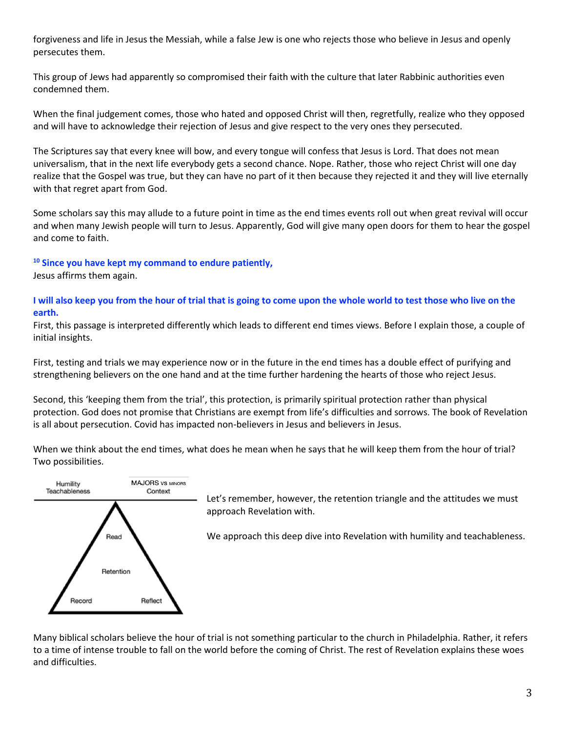forgiveness and life in Jesus the Messiah, while a false Jew is one who rejects those who believe in Jesus and openly persecutes them.

This group of Jews had apparently so compromised their faith with the culture that later Rabbinic authorities even condemned them.

When the final judgement comes, those who hated and opposed Christ will then, regretfully, realize who they opposed and will have to acknowledge their rejection of Jesus and give respect to the very ones they persecuted.

The Scriptures say that every knee will bow, and every tongue will confess that Jesus is Lord. That does not mean universalism, that in the next life everybody gets a second chance. Nope. Rather, those who reject Christ will one day realize that the Gospel was true, but they can have no part of it then because they rejected it and they will live eternally with that regret apart from God.

Some scholars say this may allude to a future point in time as the end times events roll out when great revival will occur and when many Jewish people will turn to Jesus. Apparently, God will give many open doors for them to hear the gospel and come to faith.

**[10] Since you have kept my command to endure patiently,**
Jesus affirms them again.

**I will also keep you from the hour of trial that is going to come upon the whole world to test those who live on the earth.**
First, this passage is interpreted differently which leads to different end times views. Before I explain those, a couple of initial insights.

First, testing and trials we may experience now or in the future in the end times has a double effect of purifying and strengthening believers on the one hand and at the time further hardening the hearts of those who reject Jesus.

Second, this 'keeping them from the trial', this protection, is primarily spiritual protection rather than physical protection. God does not promise that Christians are exempt from life's difficulties and sorrows. The book of Revelation is all about persecution. Covid has impacted non-believers in Jesus and believers in Jesus.

When we think about the end times, what does he mean when he says that he will keep them from the hour of trial? Two possibilities.

Humility Teachableness | MAJORS vs MINORS Context

Read — Retention — Record — Reflect

Let's remember, however, the retention triangle and the attitudes we must approach Revelation with.

We approach this deep dive into Revelation with humility and teachableness.

Many biblical scholars believe the hour of trial is not something particular to the church in Philadelphia. Rather, it refers to a time of intense trouble to fall on the world before the coming of Christ. The rest of Revelation explains these woes and difficulties.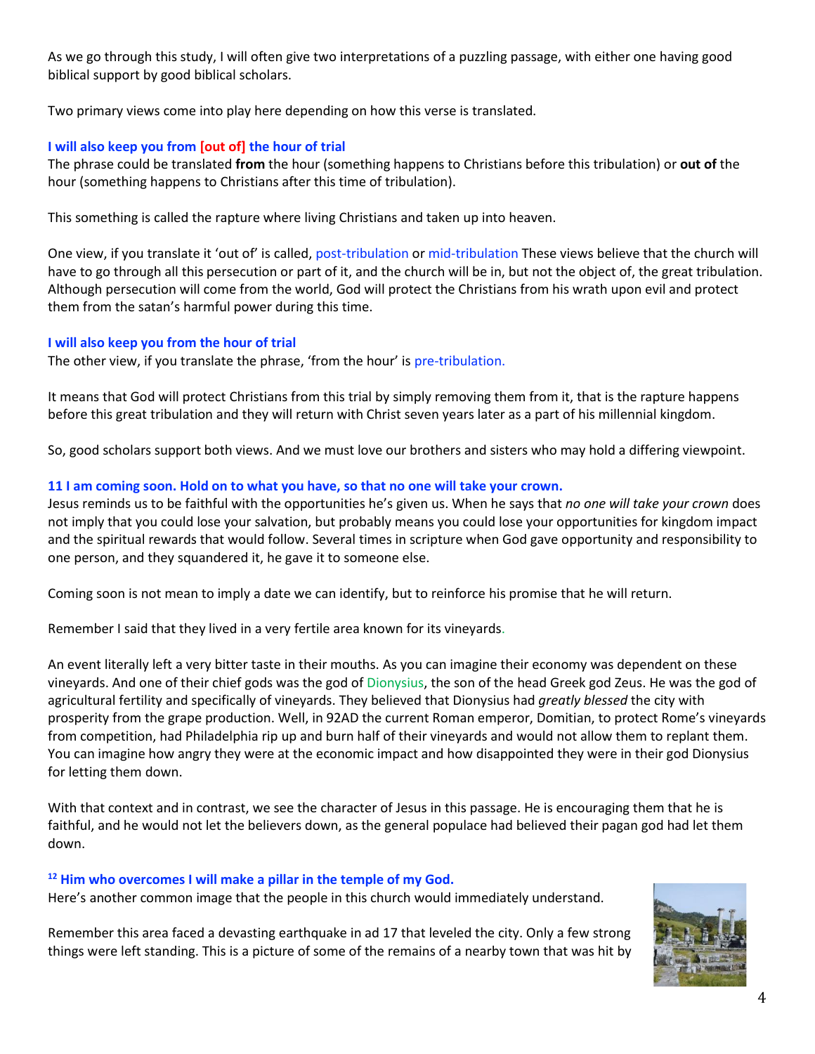As we go through this study, I will often give two interpretations of a puzzling passage, with either one having good biblical support by good biblical scholars.

Two primary views come into play here depending on how this verse is translated.

**I will also keep you from [out of] the hour of trial**

The phrase could be translated **from** the hour (something happens to Christians before this tribulation) or **out of** the hour (something happens to Christians after this time of tribulation).

This something is called the rapture where living Christians and taken up into heaven.

One view, if you translate it 'out of' is called, post-tribulation or mid-tribulation These views believe that the church will have to go through all this persecution or part of it, and the church will be in, but not the object of, the great tribulation. Although persecution will come from the world, God will protect the Christians from his wrath upon evil and protect them from the satan's harmful power during this time.

**I will also keep you from the hour of trial**

The other view, if you translate the phrase, 'from the hour' is pre-tribulation.

It means that God will protect Christians from this trial by simply removing them from it, that is the rapture happens before this great tribulation and they will return with Christ seven years later as a part of his millennial kingdom.

So, good scholars support both views. And we must love our brothers and sisters who may hold a differing viewpoint.

**11 I am coming soon. Hold on to what you have, so that no one will take your crown.**

Jesus reminds us to be faithful with the opportunities he's given us. When he says that *no one will take your crown* does not imply that you could lose your salvation, but probably means you could lose your opportunities for kingdom impact and the spiritual rewards that would follow. Several times in scripture when God gave opportunity and responsibility to one person, and they squandered it, he gave it to someone else.

Coming soon is not mean to imply a date we can identify, but to reinforce his promise that he will return.

Remember I said that they lived in a very fertile area known for its vineyards.

An event literally left a very bitter taste in their mouths. As you can imagine their economy was dependent on these vineyards. And one of their chief gods was the god of Dionysius, the son of the head Greek god Zeus. He was the god of agricultural fertility and specifically of vineyards. They believed that Dionysius had *greatly blessed* the city with prosperity from the grape production. Well, in 92AD the current Roman emperor, Domitian, to protect Rome's vineyards from competition, had Philadelphia rip up and burn half of their vineyards and would not allow them to replant them. You can imagine how angry they were at the economic impact and how disappointed they were in their god Dionysius for letting them down.

With that context and in contrast, we see the character of Jesus in this passage. He is encouraging them that he is faithful, and he would not let the believers down, as the general populace had believed their pagan god had let them down.

**[12] Him who overcomes I will make a pillar in the temple of my God.**

Here's another common image that the people in this church would immediately understand.

Remember this area faced a devasting earthquake in ad 17 that leveled the city. Only a few strong things were left standing. This is a picture of some of the remains of a nearby town that was hit by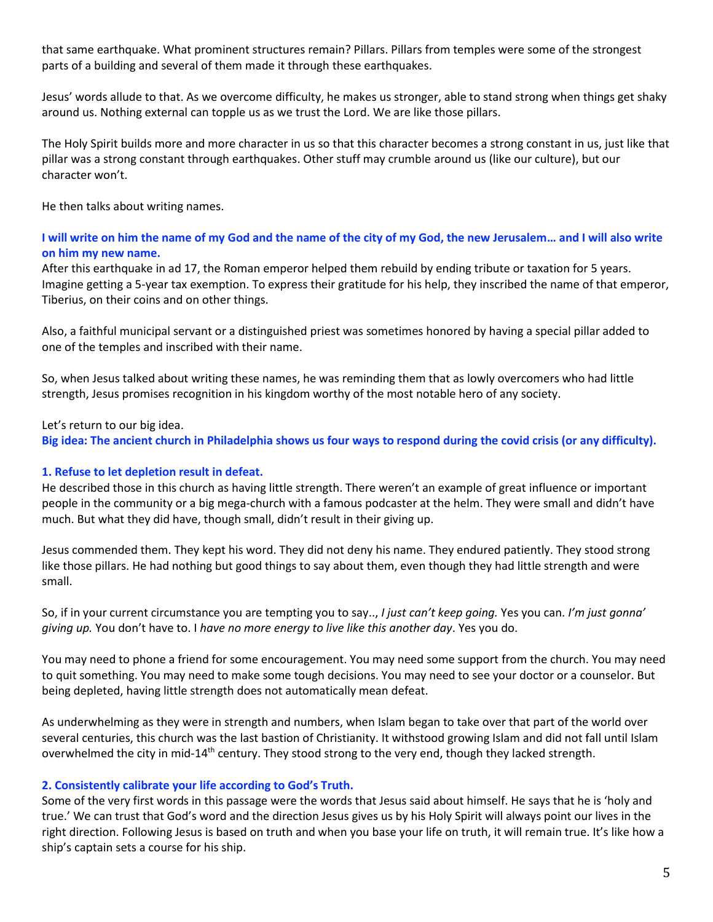that same earthquake. What prominent structures remain? Pillars. Pillars from temples were some of the strongest parts of a building and several of them made it through these earthquakes.

Jesus' words allude to that. As we overcome difficulty, he makes us stronger, able to stand strong when things get shaky around us. Nothing external can topple us as we trust the Lord. We are like those pillars.

The Holy Spirit builds more and more character in us so that this character becomes a strong constant in us, just like that pillar was a strong constant through earthquakes. Other stuff may crumble around us (like our culture), but our character won't.

He then talks about writing names.

**I will write on him the name of my God and the name of the city of my God, the new Jerusalem… and I will also write on him my new name.**

After this earthquake in ad 17, the Roman emperor helped them rebuild by ending tribute or taxation for 5 years. Imagine getting a 5-year tax exemption. To express their gratitude for his help, they inscribed the name of that emperor, Tiberius, on their coins and on other things.

Also, a faithful municipal servant or a distinguished priest was sometimes honored by having a special pillar added to one of the temples and inscribed with their name.

So, when Jesus talked about writing these names, he was reminding them that as lowly overcomers who had little strength, Jesus promises recognition in his kingdom worthy of the most notable hero of any society.

Let's return to our big idea.

**Big idea: The ancient church in Philadelphia shows us four ways to respond during the covid crisis (or any difficulty).**

**1. Refuse to let depletion result in defeat.**

He described those in this church as having little strength. There weren't an example of great influence or important people in the community or a big mega-church with a famous podcaster at the helm. They were small and didn't have much. But what they did have, though small, didn't result in their giving up.

Jesus commended them. They kept his word. They did not deny his name. They endured patiently. They stood strong like those pillars. He had nothing but good things to say about them, even though they had little strength and were small.

So, if in your current circumstance you are tempting you to say.., *I just can't keep going.* Yes you can. *I'm just gonna' giving up.* You don't have to. I *have no more energy to live like this another day*. Yes you do.

You may need to phone a friend for some encouragement. You may need some support from the church. You may need to quit something. You may need to make some tough decisions. You may need to see your doctor or a counselor. But being depleted, having little strength does not automatically mean defeat.

As underwhelming as they were in strength and numbers, when Islam began to take over that part of the world over several centuries, this church was the last bastion of Christianity. It withstood growing Islam and did not fall until Islam overwhelmed the city in mid-14th century. They stood strong to the very end, though they lacked strength.

**2. Consistently calibrate your life according to God's Truth.**

Some of the very first words in this passage were the words that Jesus said about himself. He says that he is 'holy and true.' We can trust that God's word and the direction Jesus gives us by his Holy Spirit will always point our lives in the right direction. Following Jesus is based on truth and when you base your life on truth, it will remain true. It's like how a ship's captain sets a course for his ship.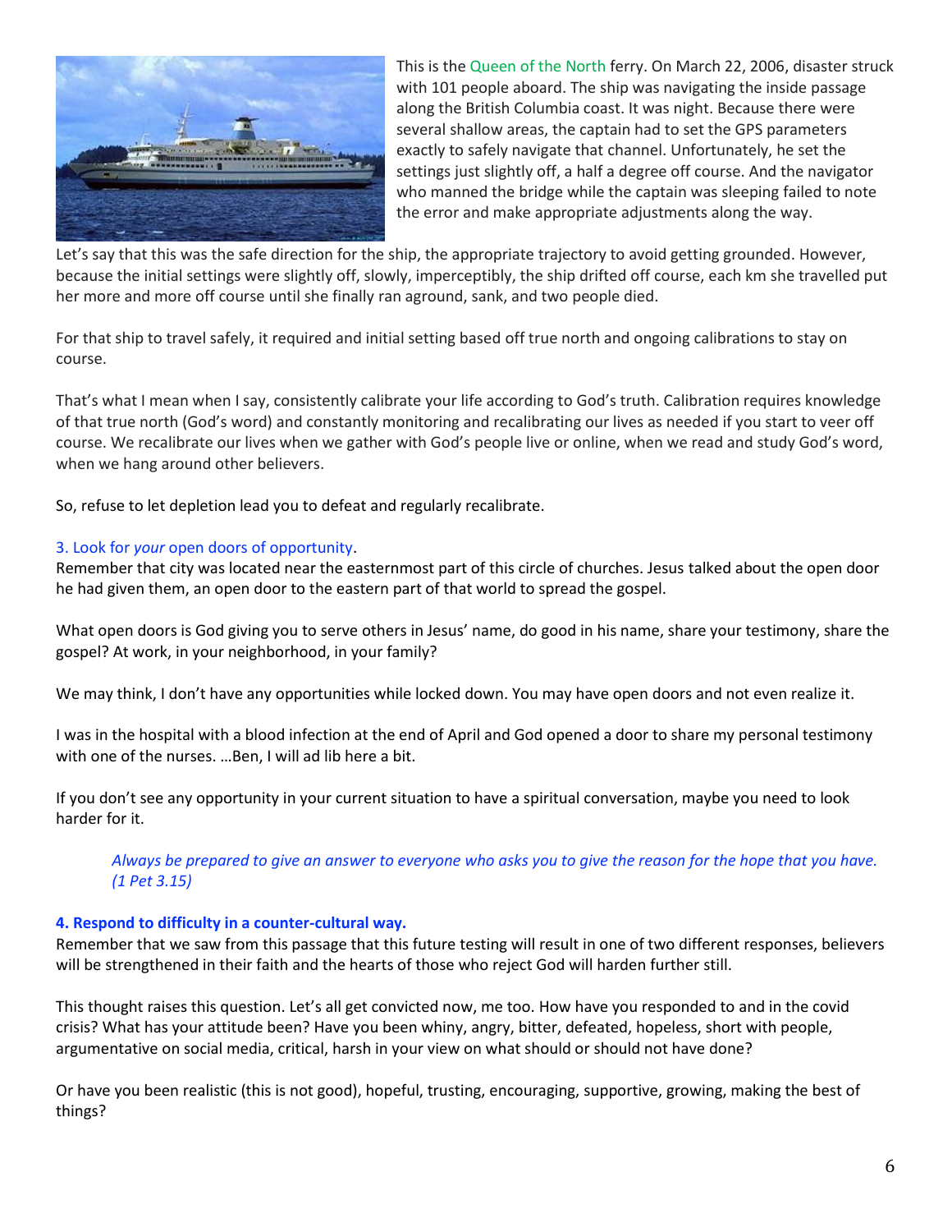This is the Queen of the North ferry. On March 22, 2006, disaster struck with 101 people aboard. The ship was navigating the inside passage along the British Columbia coast. It was night. Because there were several shallow areas, the captain had to set the GPS parameters exactly to safely navigate that channel. Unfortunately, he set the settings just slightly off, a half a degree off course. And the navigator who manned the bridge while the captain was sleeping failed to note the error and make appropriate adjustments along the way.

Let's say that this was the safe direction for the ship, the appropriate trajectory to avoid getting grounded. However, because the initial settings were slightly off, slowly, imperceptibly, the ship drifted off course, each km she travelled put her more and more off course until she finally ran aground, sank, and two people died.

For that ship to travel safely, it required and initial setting based off true north and ongoing calibrations to stay on course.

That's what I mean when I say, consistently calibrate your life according to God's truth. Calibration requires knowledge of that true north (God's word) and constantly monitoring and recalibrating our lives as needed if you start to veer off course. We recalibrate our lives when we gather with God's people live or online, when we read and study God's word, when we hang around other believers.

So, refuse to let depletion lead you to defeat and regularly recalibrate.

### 3. Look for *your* open doors of opportunity.

Remember that city was located near the easternmost part of this circle of churches. Jesus talked about the open door he had given them, an open door to the eastern part of that world to spread the gospel.

What open doors is God giving you to serve others in Jesus' name, do good in his name, share your testimony, share the gospel? At work, in your neighborhood, in your family?

We may think, I don't have any opportunities while locked down. You may have open doors and not even realize it.

I was in the hospital with a blood infection at the end of April and God opened a door to share my personal testimony with one of the nurses. …Ben, I will ad lib here a bit.

If you don't see any opportunity in your current situation to have a spiritual conversation, maybe you need to look harder for it.

> *Always be prepared to give an answer to everyone who asks you to give the reason for the hope that you have. (1 Pet 3.15)*

### **4. Respond to difficulty in a counter-cultural way.**

Remember that we saw from this passage that this future testing will result in one of two different responses, believers will be strengthened in their faith and the hearts of those who reject God will harden further still.

This thought raises this question. Let's all get convicted now, me too. How have you responded to and in the covid crisis? What has your attitude been? Have you been whiny, angry, bitter, defeated, hopeless, short with people, argumentative on social media, critical, harsh in your view on what should or should not have done?

Or have you been realistic (this is not good), hopeful, trusting, encouraging, supportive, growing, making the best of things?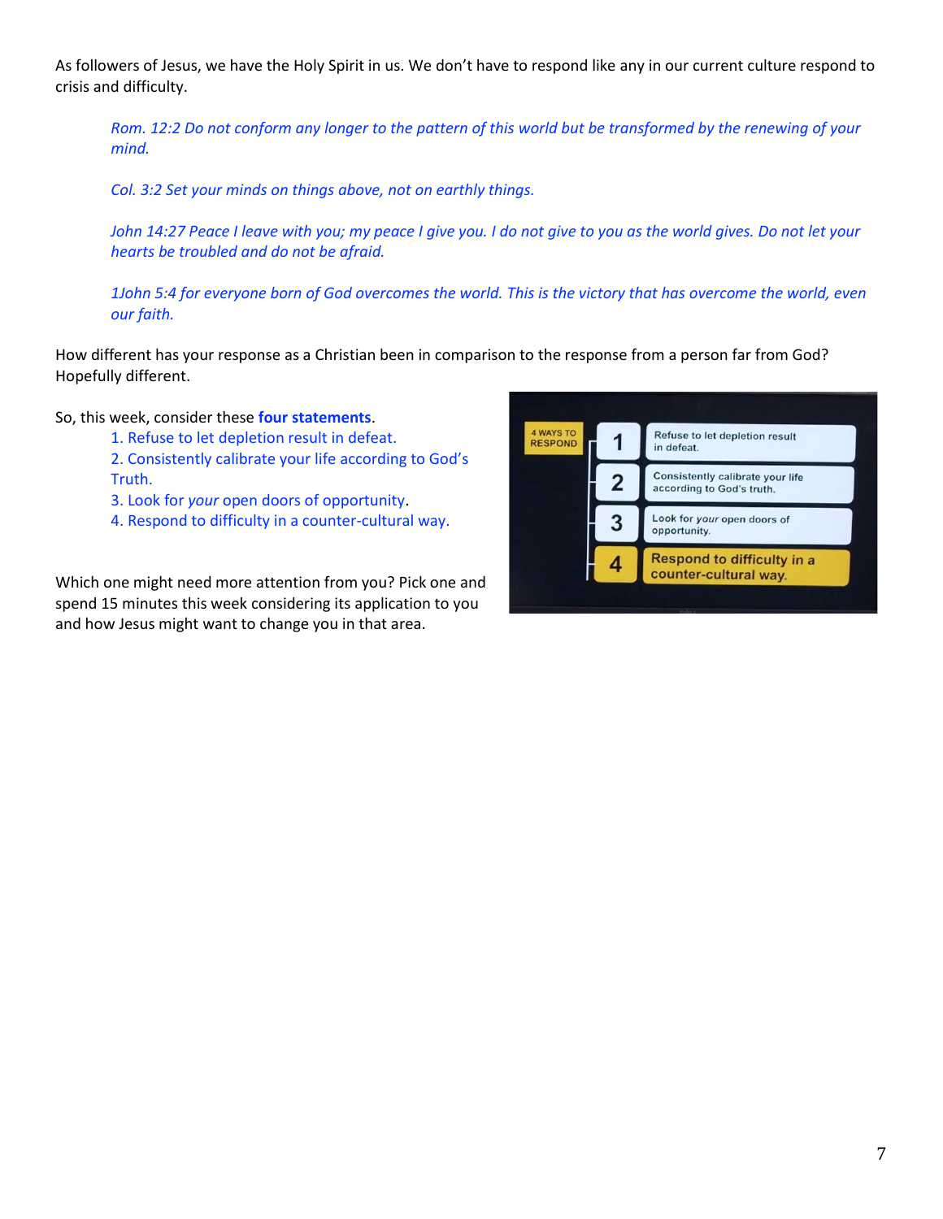As followers of Jesus, we have the Holy Spirit in us. We don't have to respond like any in our current culture respond to crisis and difficulty.

> *Rom. 12:2 Do not conform any longer to the pattern of this world but be transformed by the renewing of your mind.*
>
> *Col. 3:2 Set your minds on things above, not on earthly things.*
>
> *John 14:27 Peace I leave with you; my peace I give you. I do not give to you as the world gives. Do not let your hearts be troubled and do not be afraid.*
>
> *1John 5:4 for everyone born of God overcomes the world. This is the victory that has overcome the world, even our faith.*

How different has your response as a Christian been in comparison to the response from a person far from God? Hopefully different.

So, this week, consider these **four statements**.

1. Refuse to let depletion result in defeat.
2. Consistently calibrate your life according to God's Truth.
3. Look for *your* open doors of opportunity.
4. Respond to difficulty in a counter-cultural way.

Which one might need more attention from you? Pick one and spend 15 minutes this week considering its application to you and how Jesus might want to change you in that area.